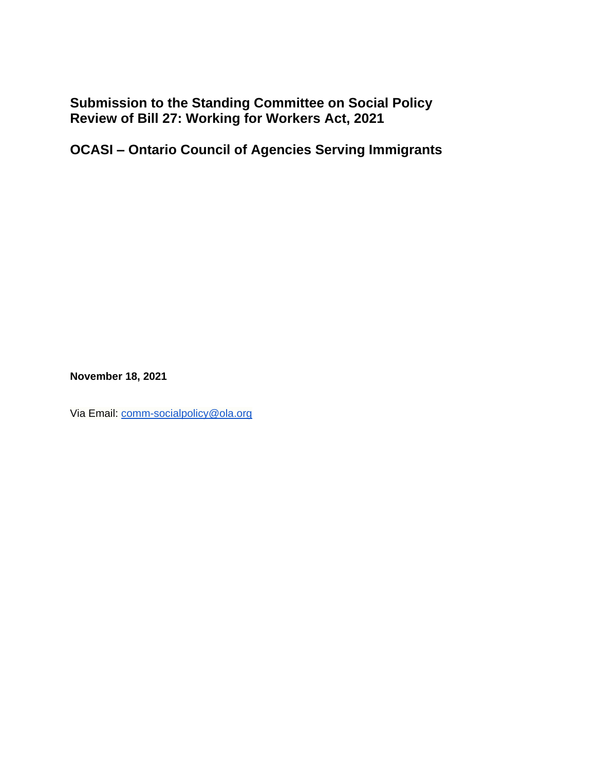# Submission to the Standing Committee on Social Policy
# Review of Bill 27: Working for Workers Act, 2021

## OCASI – Ontario Council of Agencies Serving Immigrants

**November 18, 2021**

Via Email: comm-socialpolicy@ola.org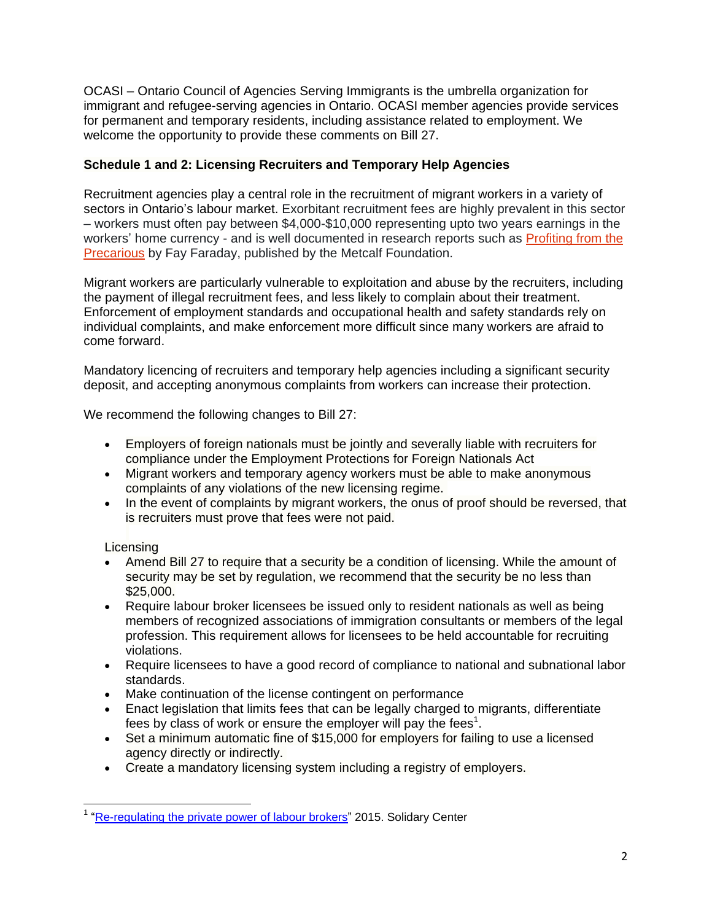OCASI – Ontario Council of Agencies Serving Immigrants is the umbrella organization for immigrant and refugee-serving agencies in Ontario. OCASI member agencies provide services for permanent and temporary residents, including assistance related to employment. We welcome the opportunity to provide these comments on Bill 27.

**Schedule 1 and 2: Licensing Recruiters and Temporary Help Agencies**

Recruitment agencies play a central role in the recruitment of migrant workers in a variety of sectors in Ontario's labour market. Exorbitant recruitment fees are highly prevalent in this sector – workers must often pay between $4,000-$10,000 representing upto two years earnings in the workers' home currency - and is well documented in research reports such as Profiting from the Precarious by Fay Faraday, published by the Metcalf Foundation.

Migrant workers are particularly vulnerable to exploitation and abuse by the recruiters, including the payment of illegal recruitment fees, and less likely to complain about their treatment. Enforcement of employment standards and occupational health and safety standards rely on individual complaints, and make enforcement more difficult since many workers are afraid to come forward.

Mandatory licencing of recruiters and temporary help agencies including a significant security deposit, and accepting anonymous complaints from workers can increase their protection.

We recommend the following changes to Bill 27:

- Employers of foreign nationals must be jointly and severally liable with recruiters for compliance under the Employment Protections for Foreign Nationals Act
- Migrant workers and temporary agency workers must be able to make anonymous complaints of any violations of the new licensing regime.
- In the event of complaints by migrant workers, the onus of proof should be reversed, that is recruiters must prove that fees were not paid.

Licensing

- Amend Bill 27 to require that a security be a condition of licensing. While the amount of security may be set by regulation, we recommend that the security be no less than $25,000.
- Require labour broker licensees be issued only to resident nationals as well as being members of recognized associations of immigration consultants or members of the legal profession. This requirement allows for licensees to be held accountable for recruiting violations.
- Require licensees to have a good record of compliance to national and subnational labor standards.
- Make continuation of the license contingent on performance
- Enact legislation that limits fees that can be legally charged to migrants, differentiate fees by class of work or ensure the employer will pay the fees[1].
- Set a minimum automatic fine of $15,000 for employers for failing to use a licensed agency directly or indirectly.
- Create a mandatory licensing system including a registry of employers.

[1] "Re-regulating the private power of labour brokers" 2015. Solidary Center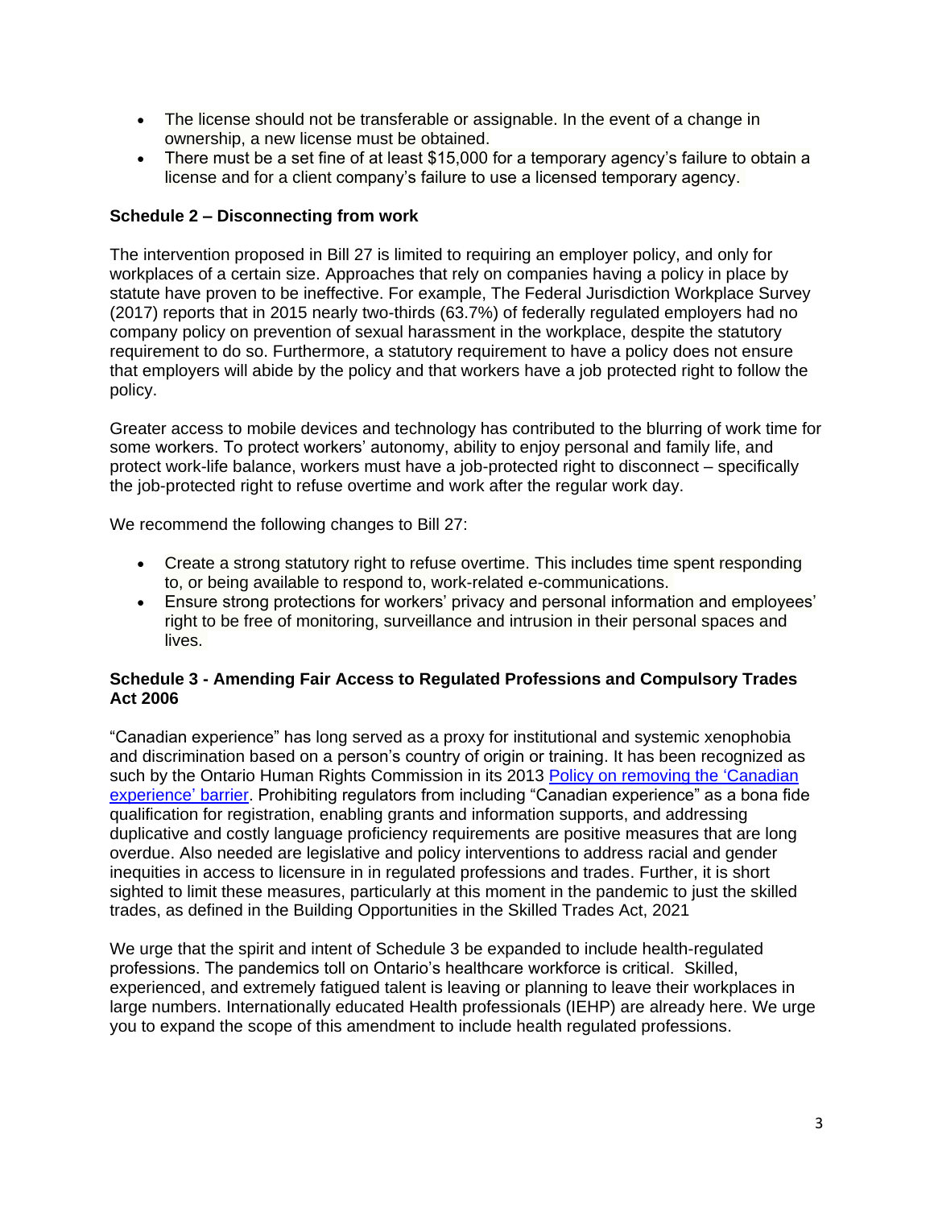- The license should not be transferable or assignable. In the event of a change in ownership, a new license must be obtained.
- There must be a set fine of at least $15,000 for a temporary agency's failure to obtain a license and for a client company's failure to use a licensed temporary agency.

**Schedule 2 – Disconnecting from work**

The intervention proposed in Bill 27 is limited to requiring an employer policy, and only for workplaces of a certain size. Approaches that rely on companies having a policy in place by statute have proven to be ineffective. For example, The Federal Jurisdiction Workplace Survey (2017) reports that in 2015 nearly two-thirds (63.7%) of federally regulated employers had no company policy on prevention of sexual harassment in the workplace, despite the statutory requirement to do so. Furthermore, a statutory requirement to have a policy does not ensure that employers will abide by the policy and that workers have a job protected right to follow the policy.

Greater access to mobile devices and technology has contributed to the blurring of work time for some workers. To protect workers' autonomy, ability to enjoy personal and family life, and protect work-life balance, workers must have a job-protected right to disconnect – specifically the job-protected right to refuse overtime and work after the regular work day.

We recommend the following changes to Bill 27:

- Create a strong statutory right to refuse overtime. This includes time spent responding to, or being available to respond to, work-related e-communications.
- Ensure strong protections for workers' privacy and personal information and employees' right to be free of monitoring, surveillance and intrusion in their personal spaces and lives.

**Schedule 3 - Amending Fair Access to Regulated Professions and Compulsory Trades Act 2006**

"Canadian experience" has long served as a proxy for institutional and systemic xenophobia and discrimination based on a person's country of origin or training. It has been recognized as such by the Ontario Human Rights Commission in its 2013 Policy on removing the 'Canadian experience' barrier. Prohibiting regulators from including "Canadian experience" as a bona fide qualification for registration, enabling grants and information supports, and addressing duplicative and costly language proficiency requirements are positive measures that are long overdue. Also needed are legislative and policy interventions to address racial and gender inequities in access to licensure in in regulated professions and trades. Further, it is short sighted to limit these measures, particularly at this moment in the pandemic to just the skilled trades, as defined in the Building Opportunities in the Skilled Trades Act, 2021

We urge that the spirit and intent of Schedule 3 be expanded to include health-regulated professions. The pandemics toll on Ontario's healthcare workforce is critical. Skilled, experienced, and extremely fatigued talent is leaving or planning to leave their workplaces in large numbers. Internationally educated Health professionals (IEHP) are already here. We urge you to expand the scope of this amendment to include health regulated professions.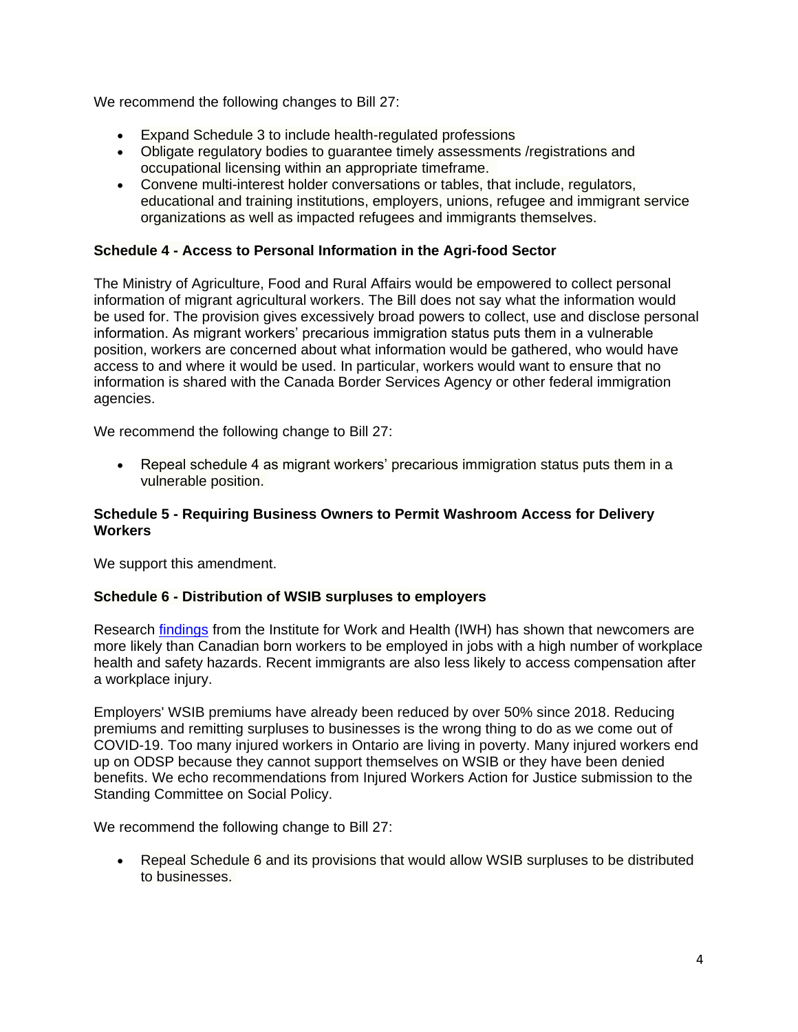We recommend the following changes to Bill 27:

- Expand Schedule 3 to include health-regulated professions
- Obligate regulatory bodies to guarantee timely assessments /registrations and occupational licensing within an appropriate timeframe.
- Convene multi-interest holder conversations or tables, that include, regulators, educational and training institutions, employers, unions, refugee and immigrant service organizations as well as impacted refugees and immigrants themselves.

**Schedule 4 - Access to Personal Information in the Agri-food Sector**

The Ministry of Agriculture, Food and Rural Affairs would be empowered to collect personal information of migrant agricultural workers. The Bill does not say what the information would be used for. The provision gives excessively broad powers to collect, use and disclose personal information. As migrant workers' precarious immigration status puts them in a vulnerable position, workers are concerned about what information would be gathered, who would have access to and where it would be used. In particular, workers would want to ensure that no information is shared with the Canada Border Services Agency or other federal immigration agencies.

We recommend the following change to Bill 27:

- Repeal schedule 4 as migrant workers' precarious immigration status puts them in a vulnerable position.

**Schedule 5 - Requiring Business Owners to Permit Washroom Access for Delivery Workers**

We support this amendment.

**Schedule 6 - Distribution of WSIB surpluses to employers**

Research findings from the Institute for Work and Health (IWH) has shown that newcomers are more likely than Canadian born workers to be employed in jobs with a high number of workplace health and safety hazards. Recent immigrants are also less likely to access compensation after a workplace injury.

Employers' WSIB premiums have already been reduced by over 50% since 2018. Reducing premiums and remitting surpluses to businesses is the wrong thing to do as we come out of COVID-19. Too many injured workers in Ontario are living in poverty. Many injured workers end up on ODSP because they cannot support themselves on WSIB or they have been denied benefits. We echo recommendations from Injured Workers Action for Justice submission to the Standing Committee on Social Policy.

We recommend the following change to Bill 27:

- Repeal Schedule 6 and its provisions that would allow WSIB surpluses to be distributed to businesses.